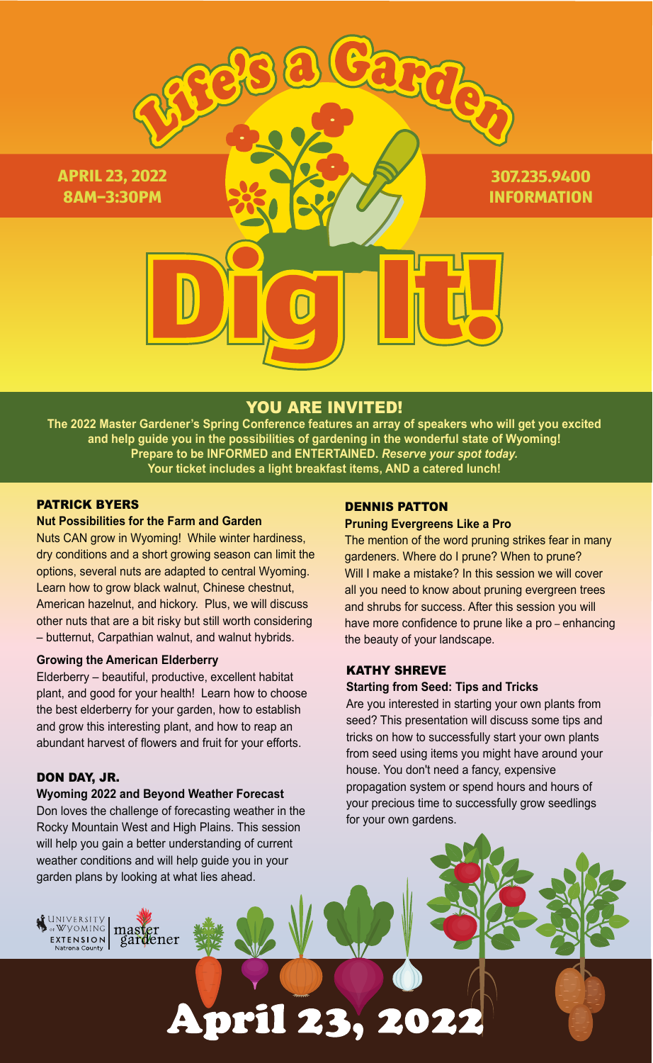# Life's a Garden

**APRIL 23, 2022**
**8AM–3:30PM**

**307.235.9400**
**INFORMATION**

# Dig It!

## YOU ARE INVITED!

**The 2022 Master Gardener's Spring Conference features an array of speakers who will get you excited and help guide you in the possibilities of gardening in the wonderful state of Wyoming!**
**Prepare to be INFORMED and ENTERTAINED. *Reserve your spot today.***
**Your ticket includes a light breakfast items, AND a catered lunch!**

### PATRICK BYERS

**Nut Possibilities for the Farm and Garden**

Nuts CAN grow in Wyoming! While winter hardiness, dry conditions and a short growing season can limit the options, several nuts are adapted to central Wyoming. Learn how to grow black walnut, Chinese chestnut, American hazelnut, and hickory. Plus, we will discuss other nuts that are a bit risky but still worth considering – butternut, Carpathian walnut, and walnut hybrids.

**Growing the American Elderberry**

Elderberry – beautiful, productive, excellent habitat plant, and good for your health! Learn how to choose the best elderberry for your garden, how to establish and grow this interesting plant, and how to reap an abundant harvest of flowers and fruit for your efforts.

### DON DAY, JR.

**Wyoming 2022 and Beyond Weather Forecast**

Don loves the challenge of forecasting weather in the Rocky Mountain West and High Plains. This session will help you gain a better understanding of current weather conditions and will help guide you in your garden plans by looking at what lies ahead.

### DENNIS PATTON

**Pruning Evergreens Like a Pro**

The mention of the word pruning strikes fear in many gardeners. Where do I prune? When to prune? Will I make a mistake? In this session we will cover all you need to know about pruning evergreen trees and shrubs for success. After this session you will have more confidence to prune like a pro – enhancing the beauty of your landscape.

### KATHY SHREVE

**Starting from Seed: Tips and Tricks**

Are you interested in starting your own plants from seed? This presentation will discuss some tips and tricks on how to successfully start your own plants from seed using items you might have around your house. You don't need a fancy, expensive propagation system or spend hours and hours of your precious time to successfully grow seedlings for your own gardens.

University of Wyoming Extension Natrona County | master gardener

**April 23, 2022**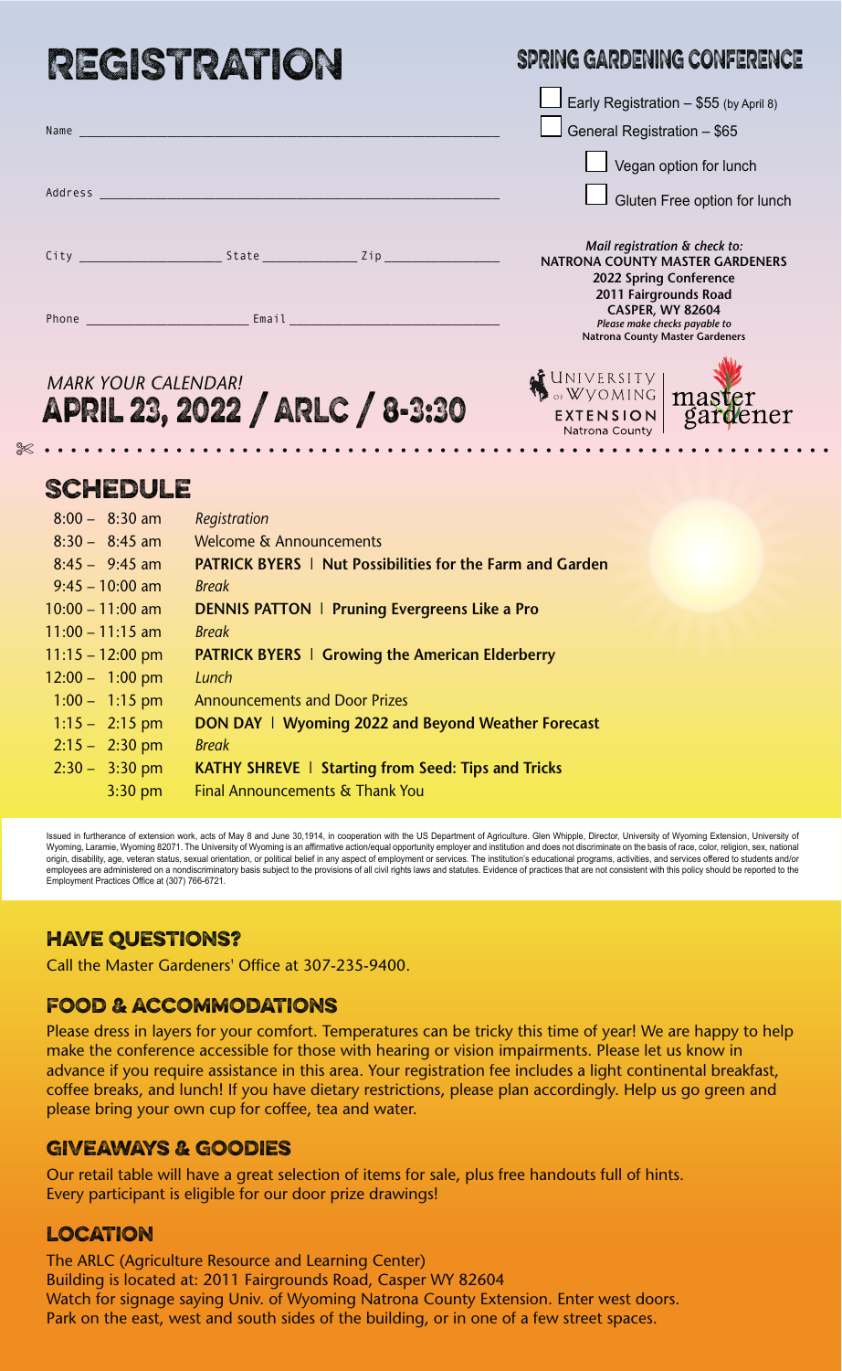# REGISTRATION

Name ____________________

Address ____________________

City ____________ State ____________ Zip ____________

Phone ____________ Email ____________

## SPRING GARDENING CONFERENCE

☐ Early Registration – $55 (by April 8)

☐ General Registration – $65

☐ Vegan option for lunch

☐ Gluten Free option for lunch

*Mail registration & check to:*
**NATRONA COUNTY MASTER GARDENERS**
**2022 Spring Conference**
**2011 Fairgrounds Road**
**CASPER, WY 82604**
*Please make checks payable to*
**Natrona County Master Gardeners**

*MARK YOUR CALENDAR!*
**APRIL 23, 2022 / ARLC / 8-3:30**

UNIVERSITY OF WYOMING EXTENSION Natrona County | master gardener

## SCHEDULE

| | |
|---|---|
| 8:00 – 8:30 am | *Registration* |
| 8:30 – 8:45 am | Welcome & Announcements |
| 8:45 – 9:45 am | **PATRICK BYERS \| Nut Possibilities for the Farm and Garden** |
| 9:45 – 10:00 am | *Break* |
| 10:00 – 11:00 am | **DENNIS PATTON \| Pruning Evergreens Like a Pro** |
| 11:00 – 11:15 am | *Break* |
| 11:15 – 12:00 pm | **PATRICK BYERS \| Growing the American Elderberry** |
| 12:00 – 1:00 pm | *Lunch* |
| 1:00 – 1:15 pm | Announcements and Door Prizes |
| 1:15 – 2:15 pm | **DON DAY \| Wyoming 2022 and Beyond Weather Forecast** |
| 2:15 – 2:30 pm | *Break* |
| 2:30 – 3:30 pm | **KATHY SHREVE \| Starting from Seed: Tips and Tricks** |
| 3:30 pm | Final Announcements & Thank You |

Issued in furtherance of extension work, acts of May 8 and June 30,1914, in cooperation with the US Department of Agriculture. Glen Whipple, Director, University of Wyoming Extension, University of Wyoming, Laramie, Wyoming 82071. The University of Wyoming is an affirmative action/equal opportunity employer and institution and does not discriminate on the basis of race, color, religion, sex, national origin, disability, age, veteran status, sexual orientation, or political belief in any aspect of employment or services. The institution's educational programs, activities, and services offered to students and/or employees are administered on a nondiscriminatory basis subject to the provisions of all civil rights laws and statutes. Evidence of practices that are not consistent with this policy should be reported to the Employment Practices Office at (307) 766-6721.

## HAVE QUESTIONS?

Call the Master Gardeners' Office at 307-235-9400.

## FOOD & ACCOMMODATIONS

Please dress in layers for your comfort. Temperatures can be tricky this time of year! We are happy to help make the conference accessible for those with hearing or vision impairments. Please let us know in advance if you require assistance in this area. Your registration fee includes a light continental breakfast, coffee breaks, and lunch! If you have dietary restrictions, please plan accordingly. Help us go green and please bring your own cup for coffee, tea and water.

## GIVEAWAYS & GOODIES

Our retail table will have a great selection of items for sale, plus free handouts full of hints.
Every participant is eligible for our door prize drawings!

## LOCATION

The ARLC (Agriculture Resource and Learning Center)
Building is located at: 2011 Fairgrounds Road, Casper WY 82604
Watch for signage saying Univ. of Wyoming Natrona County Extension. Enter west doors.
Park on the east, west and south sides of the building, or in one of a few street spaces.